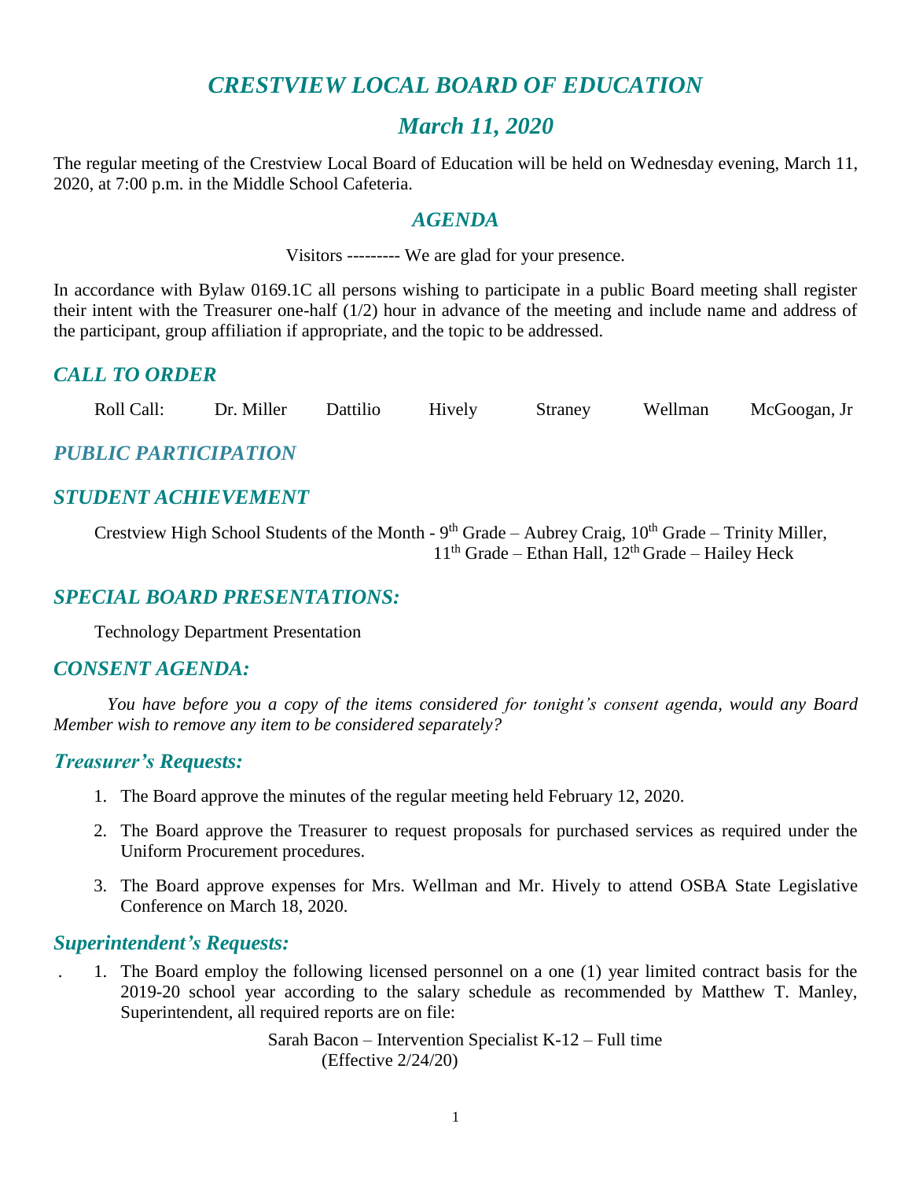# *CRESTVIEW LOCAL BOARD OF EDUCATION*

## *March 11, 2020*

The regular meeting of the Crestview Local Board of Education will be held on Wednesday evening, March 11, 2020, at 7:00 p.m. in the Middle School Cafeteria.

### *AGENDA*

Visitors --------- We are glad for your presence.

In accordance with Bylaw 0169.1C all persons wishing to participate in a public Board meeting shall register their intent with the Treasurer one-half (1/2) hour in advance of the meeting and include name and address of the participant, group affiliation if appropriate, and the topic to be addressed.

### *CALL TO ORDER*

Roll Call: Dr. Miller Dattilio Hively Straney Wellman McGoogan, Jr

### *PUBLIC PARTICIPATION*

### *STUDENT ACHIEVEMENT*

Crestview High School Students of the Month - 9th Grade – Aubrey Craig, 10th Grade – Trinity Miller, 11th Grade – Ethan Hall, 12th Grade – Hailey Heck

### *SPECIAL BOARD PRESENTATIONS:*

Technology Department Presentation

### *CONSENT AGENDA:*

*You have before you a copy of the items considered for tonight's consent agenda, would any Board Member wish to remove any item to be considered separately?*

### *Treasurer's Requests:*

1. The Board approve the minutes of the regular meeting held February 12, 2020.
2. The Board approve the Treasurer to request proposals for purchased services as required under the Uniform Procurement procedures.
3. The Board approve expenses for Mrs. Wellman and Mr. Hively to attend OSBA State Legislative Conference on March 18, 2020.

### *Superintendent's Requests:*

1. The Board employ the following licensed personnel on a one (1) year limited contract basis for the 2019-20 school year according to the salary schedule as recommended by Matthew T. Manley, Superintendent, all required reports are on file:

   Sarah Bacon – Intervention Specialist K-12 – Full time
   (Effective 2/24/20)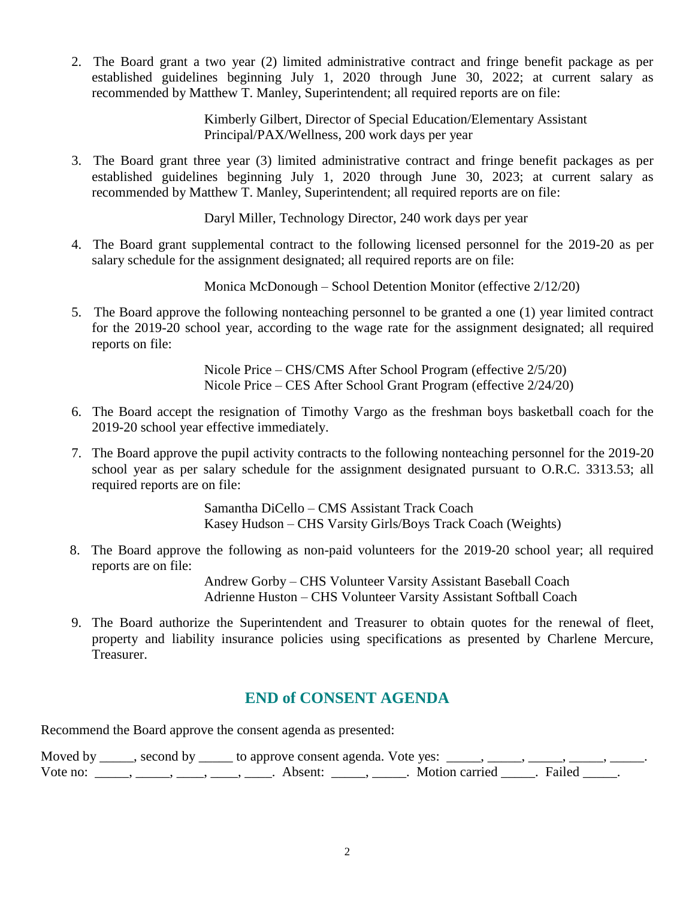2. The Board grant a two year (2) limited administrative contract and fringe benefit package as per established guidelines beginning July 1, 2020 through June 30, 2022; at current salary as recommended by Matthew T. Manley, Superintendent; all required reports are on file:

   Kimberly Gilbert, Director of Special Education/Elementary Assistant Principal/PAX/Wellness, 200 work days per year

3. The Board grant three year (3) limited administrative contract and fringe benefit packages as per established guidelines beginning July 1, 2020 through June 30, 2023; at current salary as recommended by Matthew T. Manley, Superintendent; all required reports are on file:

   Daryl Miller, Technology Director, 240 work days per year

4. The Board grant supplemental contract to the following licensed personnel for the 2019-20 as per salary schedule for the assignment designated; all required reports are on file:

   Monica McDonough – School Detention Monitor (effective 2/12/20)

5. The Board approve the following nonteaching personnel to be granted a one (1) year limited contract for the 2019-20 school year, according to the wage rate for the assignment designated; all required reports on file:

   Nicole Price – CHS/CMS After School Program (effective 2/5/20)
   Nicole Price – CES After School Grant Program (effective 2/24/20)

6. The Board accept the resignation of Timothy Vargo as the freshman boys basketball coach for the 2019-20 school year effective immediately.

7. The Board approve the pupil activity contracts to the following nonteaching personnel for the 2019-20 school year as per salary schedule for the assignment designated pursuant to O.R.C. 3313.53; all required reports are on file:

   Samantha DiCello – CMS Assistant Track Coach
   Kasey Hudson – CHS Varsity Girls/Boys Track Coach (Weights)

8. The Board approve the following as non-paid volunteers for the 2019-20 school year; all required reports are on file:

   Andrew Gorby – CHS Volunteer Varsity Assistant Baseball Coach
   Adrienne Huston – CHS Volunteer Varsity Assistant Softball Coach

9. The Board authorize the Superintendent and Treasurer to obtain quotes for the renewal of fleet, property and liability insurance policies using specifications as presented by Charlene Mercure, Treasurer.

## END of CONSENT AGENDA

Recommend the Board approve the consent agenda as presented:

Moved by _____, second by _____ to approve consent agenda. Vote yes: _____, _____, _____, _____, _____.
Vote no: _____, _____, ____, ____, ____. Absent: _____, _____. Motion carried _____. Failed _____.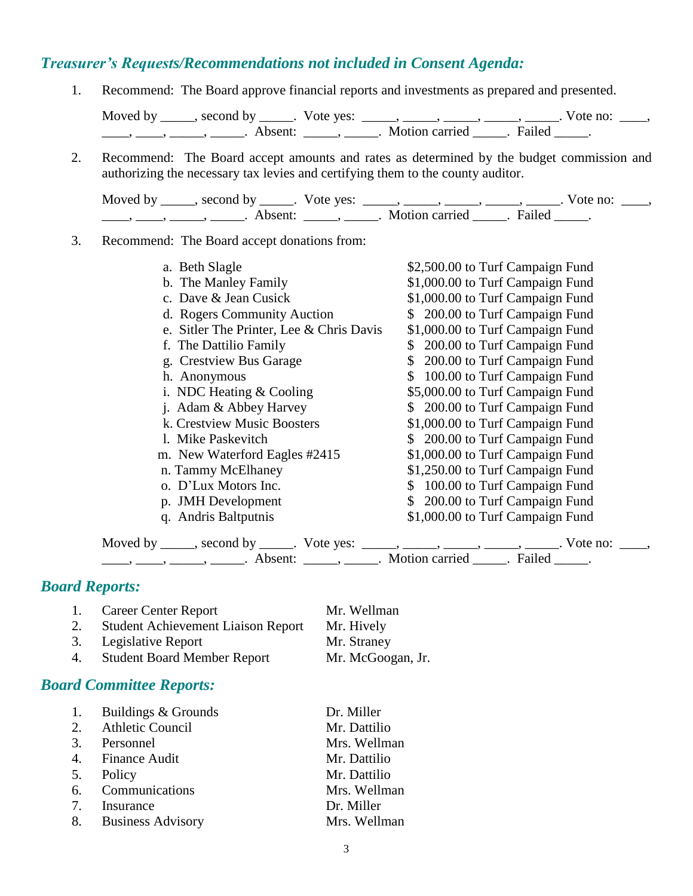## *Treasurer's Requests/Recommendations not included in Consent Agenda:*

1. Recommend: The Board approve financial reports and investments as prepared and presented.

   Moved by _____, second by _____. Vote yes: _____, _____, _____, _____, _____. Vote no: ____, ____, ____, _____, _____. Absent: _____, _____. Motion carried _____. Failed _____.

2. Recommend: The Board accept amounts and rates as determined by the budget commission and authorizing the necessary tax levies and certifying them to the county auditor.

   Moved by _____, second by _____. Vote yes: _____, _____, _____, _____, _____. Vote no: ____, ____, ____, _____, _____. Absent: _____, _____. Motion carried _____. Failed _____.

3. Recommend: The Board accept donations from:

| Donor | Amount |
|---|---|
| a. Beth Slagle | $2,500.00 to Turf Campaign Fund |
| b. The Manley Family | $1,000.00 to Turf Campaign Fund |
| c. Dave & Jean Cusick | $1,000.00 to Turf Campaign Fund |
| d. Rogers Community Auction | $ 200.00 to Turf Campaign Fund |
| e. Sitler The Printer, Lee & Chris Davis | $1,000.00 to Turf Campaign Fund |
| f. The Dattilio Family | $ 200.00 to Turf Campaign Fund |
| g. Crestview Bus Garage | $ 200.00 to Turf Campaign Fund |
| h. Anonymous | $ 100.00 to Turf Campaign Fund |
| i. NDC Heating & Cooling | $5,000.00 to Turf Campaign Fund |
| j. Adam & Abbey Harvey | $ 200.00 to Turf Campaign Fund |
| k. Crestview Music Boosters | $1,000.00 to Turf Campaign Fund |
| l. Mike Paskevitch | $ 200.00 to Turf Campaign Fund |
| m. New Waterford Eagles #2415 | $1,000.00 to Turf Campaign Fund |
| n. Tammy McElhaney | $1,250.00 to Turf Campaign Fund |
| o. D'Lux Motors Inc. | $ 100.00 to Turf Campaign Fund |
| p. JMH Development | $ 200.00 to Turf Campaign Fund |
| q. Andris Baltputnis | $1,000.00 to Turf Campaign Fund |

   Moved by _____, second by _____. Vote yes: _____, _____, _____, _____, _____. Vote no: ____, ____, ____, _____, _____. Absent: _____, _____. Motion carried _____. Failed _____.

## *Board Reports:*

1. Career Center Report — Mr. Wellman
2. Student Achievement Liaison Report — Mr. Hively
3. Legislative Report — Mr. Straney
4. Student Board Member Report — Mr. McGoogan, Jr.

## *Board Committee Reports:*

1. Buildings & Grounds — Dr. Miller
2. Athletic Council — Mr. Dattilio
3. Personnel — Mrs. Wellman
4. Finance Audit — Mr. Dattilio
5. Policy — Mr. Dattilio
6. Communications — Mrs. Wellman
7. Insurance — Dr. Miller
8. Business Advisory — Mrs. Wellman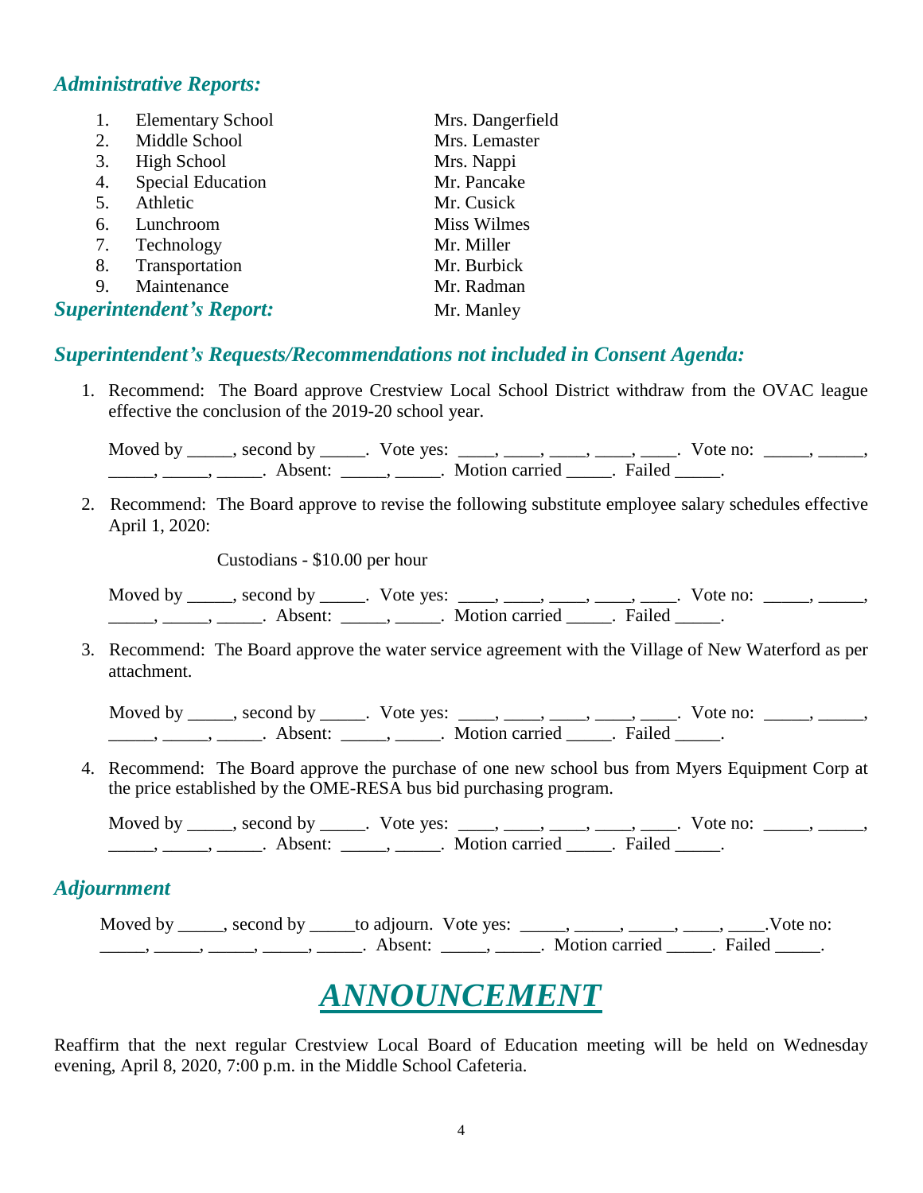## *Administrative Reports:*

| | | |
|---|---|---|
| 1. | Elementary School | Mrs. Dangerfield |
| 2. | Middle School | Mrs. Lemaster |
| 3. | High School | Mrs. Nappi |
| 4. | Special Education | Mr. Pancake |
| 5. | Athletic | Mr. Cusick |
| 6. | Lunchroom | Miss Wilmes |
| 7. | Technology | Mr. Miller |
| 8. | Transportation | Mr. Burbick |
| 9. | Maintenance | Mr. Radman |

## *Superintendent's Report:* Mr. Manley

## *Superintendent's Requests/Recommendations not included in Consent Agenda:*

1. Recommend: The Board approve Crestview Local School District withdraw from the OVAC league effective the conclusion of the 2019-20 school year.

   Moved by _____, second by _____. Vote yes: ____, ____, ____, ____, ____. Vote no: _____, _____, _____, _____, _____. Absent: _____, _____. Motion carried _____. Failed _____.

2. Recommend: The Board approve to revise the following substitute employee salary schedules effective April 1, 2020:

   Custodians - $10.00 per hour

   Moved by _____, second by _____. Vote yes: ____, ____, ____, ____, ____. Vote no: _____, _____, _____, _____, _____. Absent: _____, _____. Motion carried _____. Failed _____.

3. Recommend: The Board approve the water service agreement with the Village of New Waterford as per attachment.

   Moved by _____, second by _____. Vote yes: ____, ____, ____, ____, ____. Vote no: _____, _____, _____, _____, _____. Absent: _____, _____. Motion carried _____. Failed _____.

4. Recommend: The Board approve the purchase of one new school bus from Myers Equipment Corp at the price established by the OME-RESA bus bid purchasing program.

   Moved by _____, second by _____. Vote yes: ____, ____, ____, ____, ____. Vote no: _____, _____, _____, _____, _____. Absent: _____, _____. Motion carried _____. Failed _____.

## *Adjournment*

Moved by _____, second by _____to adjourn. Vote yes: _____, _____, _____, ____, ____.Vote no: _____, _____, _____, _____, _____. Absent: _____, _____. Motion carried _____. Failed _____.

# *ANNOUNCEMENT*

Reaffirm that the next regular Crestview Local Board of Education meeting will be held on Wednesday evening, April 8, 2020, 7:00 p.m. in the Middle School Cafeteria.